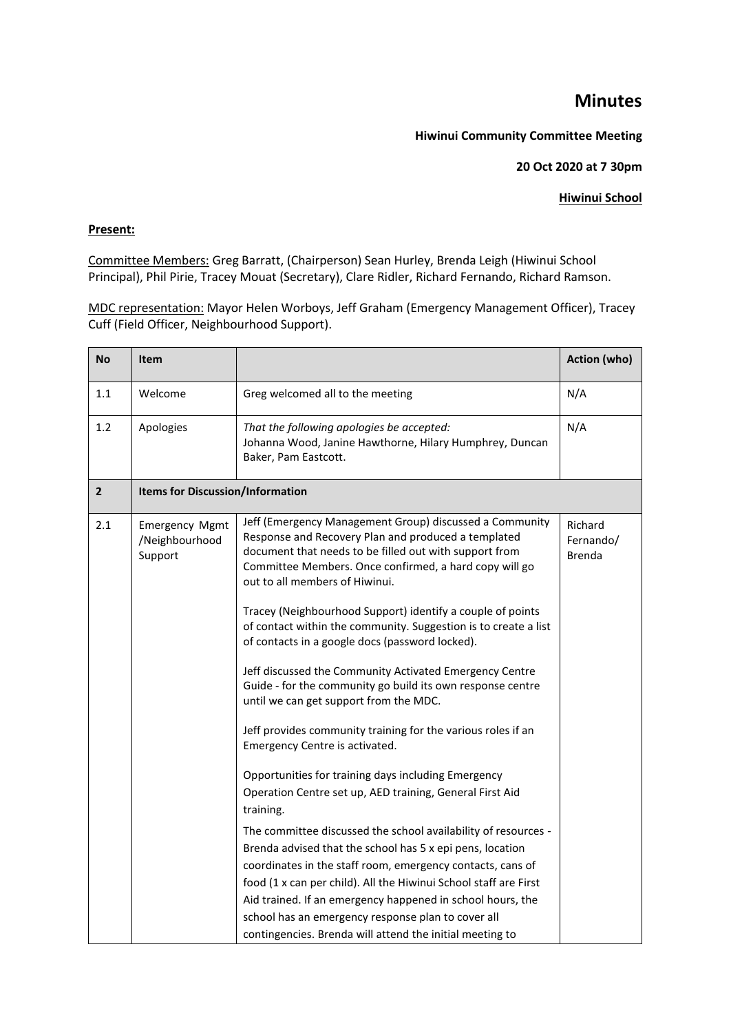# Minutes

**Hiwinui Community Committee Meeting**

**20 Oct 2020 at 7 30pm**

**Hiwinui School**

**Present:**

Committee Members: Greg Barratt, (Chairperson) Sean Hurley, Brenda Leigh (Hiwinui School Principal), Phil Pirie, Tracey Mouat (Secretary), Clare Ridler, Richard Fernando, Richard Ramson.

MDC representation: Mayor Helen Worboys, Jeff Graham (Emergency Management Officer), Tracey Cuff (Field Officer, Neighbourhood Support).

| No | Item | | Action (who) |
|---|---|---|---|
| 1.1 | Welcome | Greg welcomed all to the meeting | N/A |
| 1.2 | Apologies | *That the following apologies be accepted:* Johanna Wood, Janine Hawthorne, Hilary Humphrey, Duncan Baker, Pam Eastcott. | N/A |
| **2** | **Items for Discussion/Information** | | |
| 2.1 | Emergency Mgmt /Neighbourhood Support | Jeff (Emergency Management Group) discussed a Community Response and Recovery Plan and produced a templated document that needs to be filled out with support from Committee Members. Once confirmed, a hard copy will go out to all members of Hiwinui.<br><br>Tracey (Neighbourhood Support) identify a couple of points of contact within the community. Suggestion is to create a list of contacts in a google docs (password locked).<br><br>Jeff discussed the Community Activated Emergency Centre Guide - for the community go build its own response centre until we can get support from the MDC.<br><br>Jeff provides community training for the various roles if an Emergency Centre is activated.<br><br>Opportunities for training days including Emergency Operation Centre set up, AED training, General First Aid training.<br><br>The committee discussed the school availability of resources - Brenda advised that the school has 5 x epi pens, location coordinates in the staff room, emergency contacts, cans of food (1 x can per child). All the Hiwinui School staff are First Aid trained. If an emergency happened in school hours, the school has an emergency response plan to cover all contingencies. Brenda will attend the initial meeting to | Richard Fernando/ Brenda |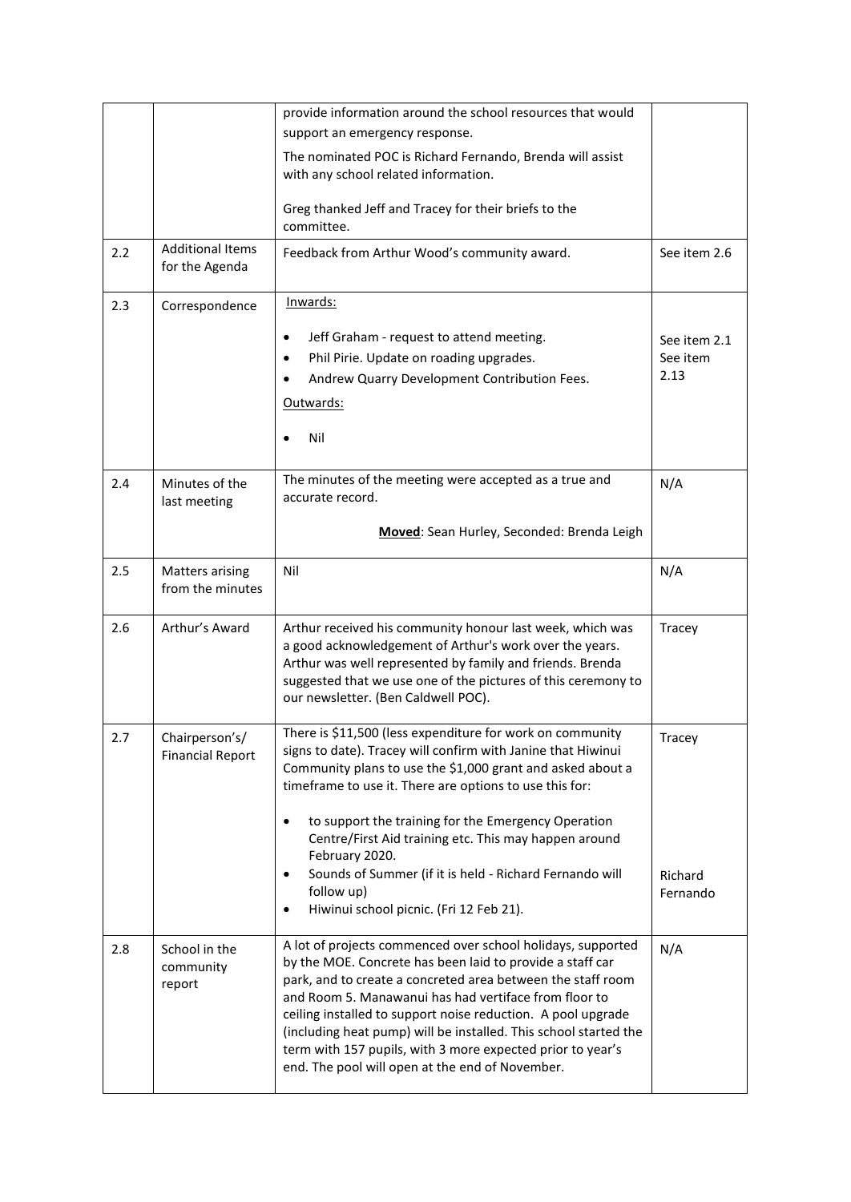| | | | |
|---|---|---|---|
| | | provide information around the school resources that would support an emergency response.<br><br>The nominated POC is Richard Fernando, Brenda will assist with any school related information.<br><br>Greg thanked Jeff and Tracey for their briefs to the committee. | |
| 2.2 | Additional Items for the Agenda | Feedback from Arthur Wood's community award. | See item 2.6 |
| 2.3 | Correspondence | Inwards:<br>• Jeff Graham - request to attend meeting.<br>• Phil Pirie. Update on roading upgrades.<br>• Andrew Quarry Development Contribution Fees.<br>Outwards:<br>• Nil | See item 2.1<br>See item 2.13 |
| 2.4 | Minutes of the last meeting | The minutes of the meeting were accepted as a true and accurate record.<br><br>**Moved**: Sean Hurley, Seconded: Brenda Leigh | N/A |
| 2.5 | Matters arising from the minutes | Nil | N/A |
| 2.6 | Arthur's Award | Arthur received his community honour last week, which was a good acknowledgement of Arthur's work over the years. Arthur was well represented by family and friends. Brenda suggested that we use one of the pictures of this ceremony to our newsletter. (Ben Caldwell POC). | Tracey |
| 2.7 | Chairperson's/ Financial Report | There is $11,500 (less expenditure for work on community signs to date). Tracey will confirm with Janine that Hiwinui Community plans to use the $1,000 grant and asked about a timeframe to use it. There are options to use this for:<br>• to support the training for the Emergency Operation Centre/First Aid training etc. This may happen around February 2020.<br>• Sounds of Summer (if it is held - Richard Fernando will follow up)<br>• Hiwinui school picnic. (Fri 12 Feb 21). | Tracey<br><br>Richard Fernando |
| 2.8 | School in the community report | A lot of projects commenced over school holidays, supported by the MOE. Concrete has been laid to provide a staff car park, and to create a concreted area between the staff room and Room 5. Manawanui has had vertiface from floor to ceiling installed to support noise reduction. A pool upgrade (including heat pump) will be installed. This school started the term with 157 pupils, with 3 more expected prior to year's end. The pool will open at the end of November. | N/A |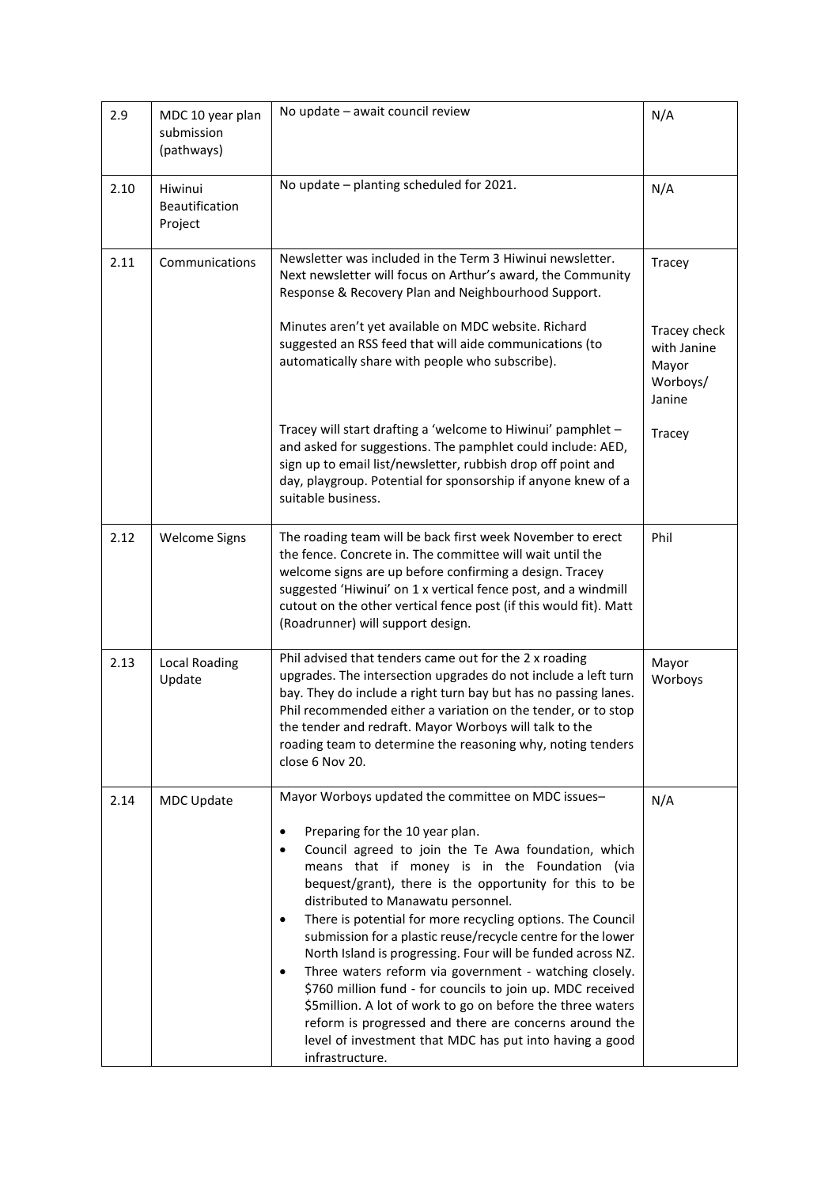| | | | |
|---|---|---|---|
| 2.9 | MDC 10 year plan submission (pathways) | No update – await council review | N/A |
| 2.10 | Hiwinui Beautification Project | No update – planting scheduled for 2021. | N/A |
| 2.11 | Communications | Newsletter was included in the Term 3 Hiwinui newsletter. Next newsletter will focus on Arthur's award, the Community Response & Recovery Plan and Neighbourhood Support.<br><br>Minutes aren't yet available on MDC website. Richard suggested an RSS feed that will aide communications (to automatically share with people who subscribe).<br><br>Tracey will start drafting a 'welcome to Hiwinui' pamphlet – and asked for suggestions. The pamphlet could include: AED, sign up to email list/newsletter, rubbish drop off point and day, playgroup. Potential for sponsorship if anyone knew of a suitable business. | Tracey<br><br>Tracey check with Janine Mayor Worboys/ Janine<br><br>Tracey |
| 2.12 | Welcome Signs | The roading team will be back first week November to erect the fence. Concrete in. The committee will wait until the welcome signs are up before confirming a design. Tracey suggested 'Hiwinui' on 1 x vertical fence post, and a windmill cutout on the other vertical fence post (if this would fit). Matt (Roadrunner) will support design. | Phil |
| 2.13 | Local Roading Update | Phil advised that tenders came out for the 2 x roading upgrades. The intersection upgrades do not include a left turn bay. They do include a right turn bay but has no passing lanes. Phil recommended either a variation on the tender, or to stop the tender and redraft. Mayor Worboys will talk to the roading team to determine the reasoning why, noting tenders close 6 Nov 20. | Mayor Worboys |
| 2.14 | MDC Update | Mayor Worboys updated the committee on MDC issues–<br><br>• Preparing for the 10 year plan.<br>• Council agreed to join the Te Awa foundation, which means that if money is in the Foundation (via bequest/grant), there is the opportunity for this to be distributed to Manawatu personnel.<br>• There is potential for more recycling options. The Council submission for a plastic reuse/recycle centre for the lower North Island is progressing. Four will be funded across NZ.<br>• Three waters reform via government - watching closely. $760 million fund - for councils to join up. MDC received $5million. A lot of work to go on before the three waters reform is progressed and there are concerns around the level of investment that MDC has put into having a good infrastructure. | N/A |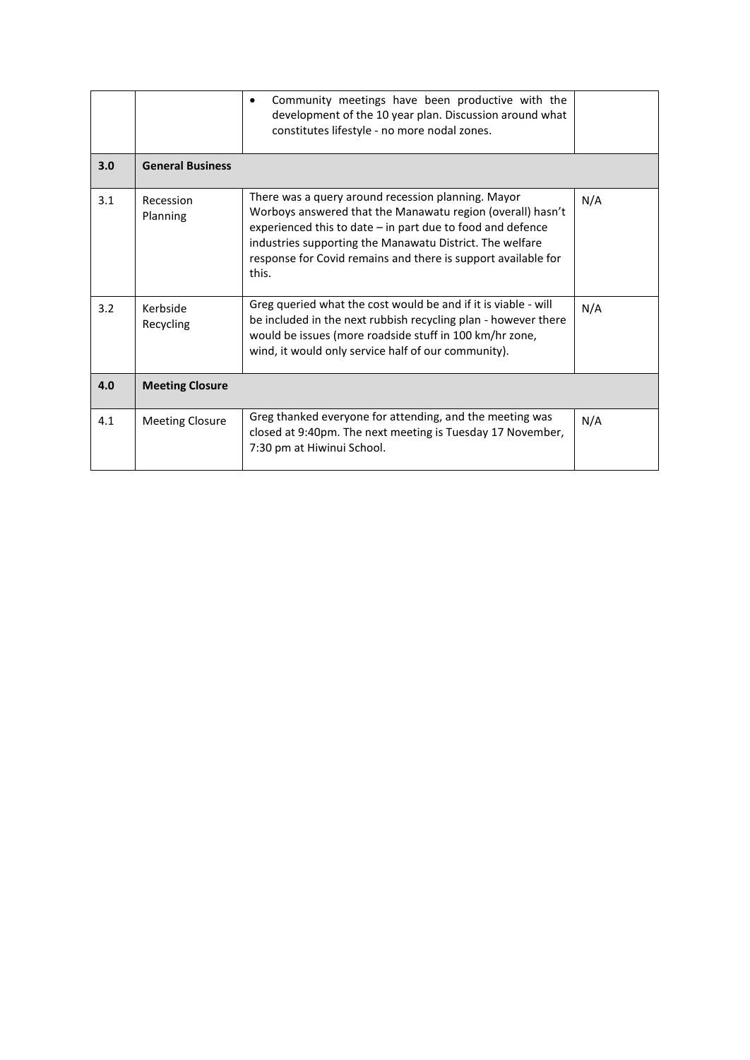| | | | |
|---|---|---|---|
| | | • Community meetings have been productive with the development of the 10 year plan. Discussion around what constitutes lifestyle - no more nodal zones. | |
| **3.0** | **General Business** | | |
| 3.1 | Recession Planning | There was a query around recession planning. Mayor Worboys answered that the Manawatu region (overall) hasn't experienced this to date – in part due to food and defence industries supporting the Manawatu District. The welfare response for Covid remains and there is support available for this. | N/A |
| 3.2 | Kerbside Recycling | Greg queried what the cost would be and if it is viable - will be included in the next rubbish recycling plan - however there would be issues (more roadside stuff in 100 km/hr zone, wind, it would only service half of our community). | N/A |
| **4.0** | **Meeting Closure** | | |
| 4.1 | Meeting Closure | Greg thanked everyone for attending, and the meeting was closed at 9:40pm. The next meeting is Tuesday 17 November, 7:30 pm at Hiwinui School. | N/A |